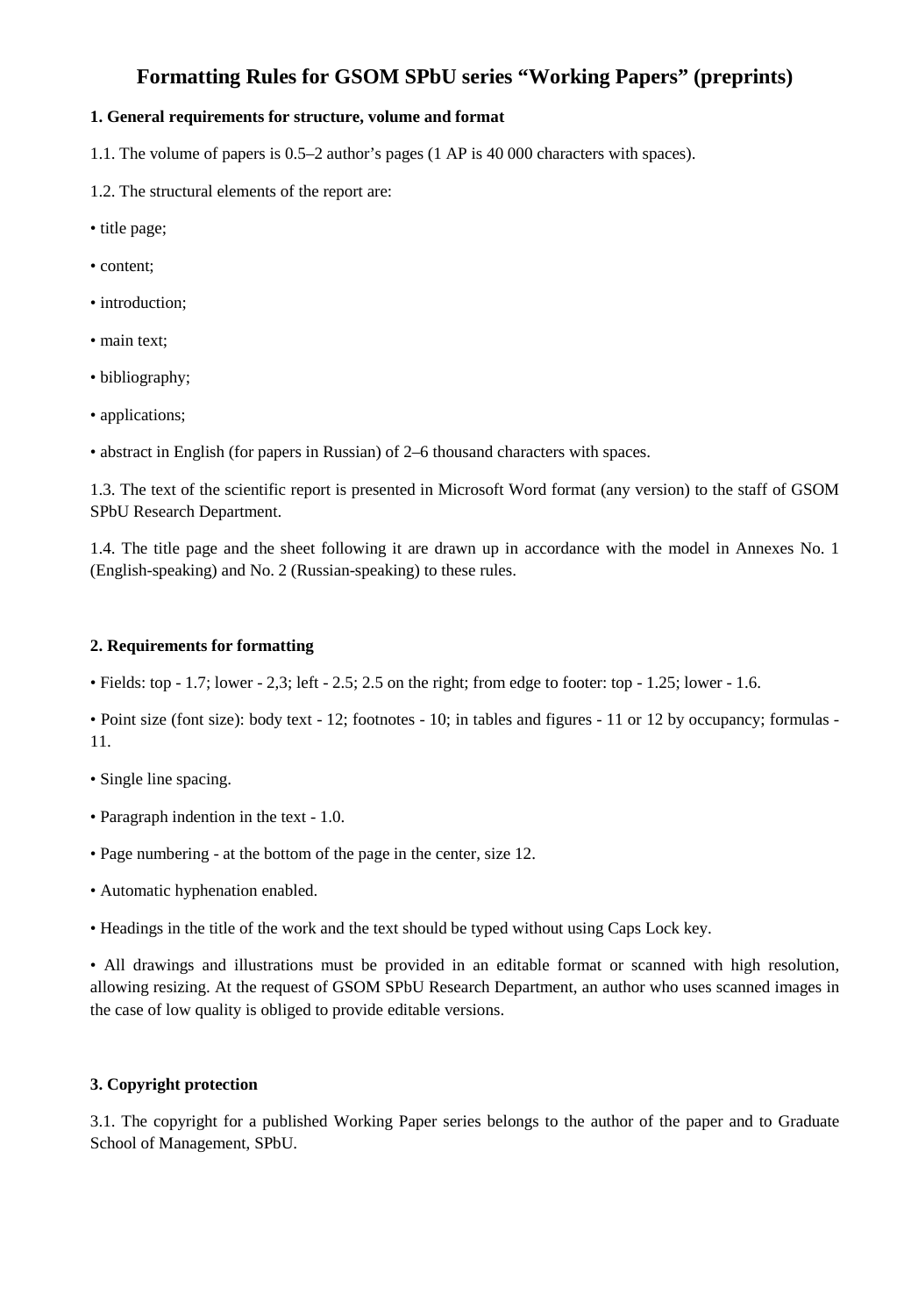# Formatting Rules for GSOM SPbU series "Working Papers" (preprints)

**1. General requirements for structure, volume and format**

1.1. The volume of papers is 0.5–2 author's pages (1 AP is 40 000 characters with spaces).

1.2. The structural elements of the report are:

- title page;
- content;
- introduction;
- main text;
- bibliography;
- applications;
- abstract in English (for papers in Russian) of 2–6 thousand characters with spaces.

1.3. The text of the scientific report is presented in Microsoft Word format (any version) to the staff of GSOM SPbU Research Department.

1.4. The title page and the sheet following it are drawn up in accordance with the model in Annexes No. 1 (English-speaking) and No. 2 (Russian-speaking) to these rules.

**2. Requirements for formatting**

- Fields: top - 1.7; lower - 2,3; left - 2.5; 2.5 on the right; from edge to footer: top - 1.25; lower - 1.6.
- Point size (font size): body text - 12; footnotes - 10; in tables and figures - 11 or 12 by occupancy; formulas - 11.
- Single line spacing.
- Paragraph indention in the text - 1.0.
- Page numbering - at the bottom of the page in the center, size 12.
- Automatic hyphenation enabled.
- Headings in the title of the work and the text should be typed without using Caps Lock key.
- All drawings and illustrations must be provided in an editable format or scanned with high resolution, allowing resizing. At the request of GSOM SPbU Research Department, an author who uses scanned images in the case of low quality is obliged to provide editable versions.

**3. Copyright protection**

3.1. The copyright for a published Working Paper series belongs to the author of the paper and to Graduate School of Management, SPbU.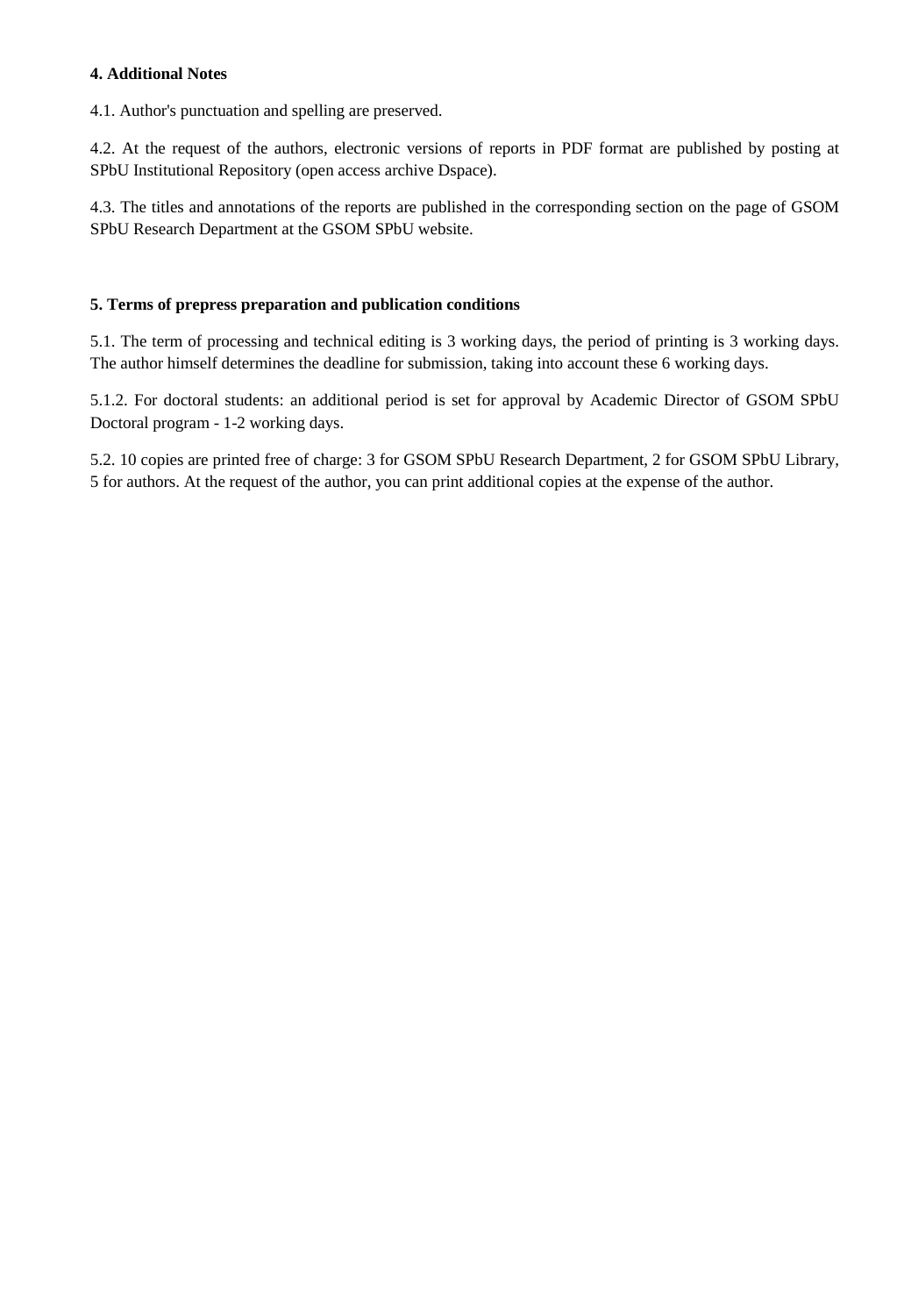**4. Additional Notes**

4.1. Author's punctuation and spelling are preserved.

4.2. At the request of the authors, electronic versions of reports in PDF format are published by posting at SPbU Institutional Repository (open access archive Dspace).

4.3. The titles and annotations of the reports are published in the corresponding section on the page of GSOM SPbU Research Department at the GSOM SPbU website.

**5. Terms of prepress preparation and publication conditions**

5.1. The term of processing and technical editing is 3 working days, the period of printing is 3 working days. The author himself determines the deadline for submission, taking into account these 6 working days.

5.1.2. For doctoral students: an additional period is set for approval by Academic Director of GSOM SPbU Doctoral program - 1-2 working days.

5.2. 10 copies are printed free of charge: 3 for GSOM SPbU Research Department, 2 for GSOM SPbU Library, 5 for authors. At the request of the author, you can print additional copies at the expense of the author.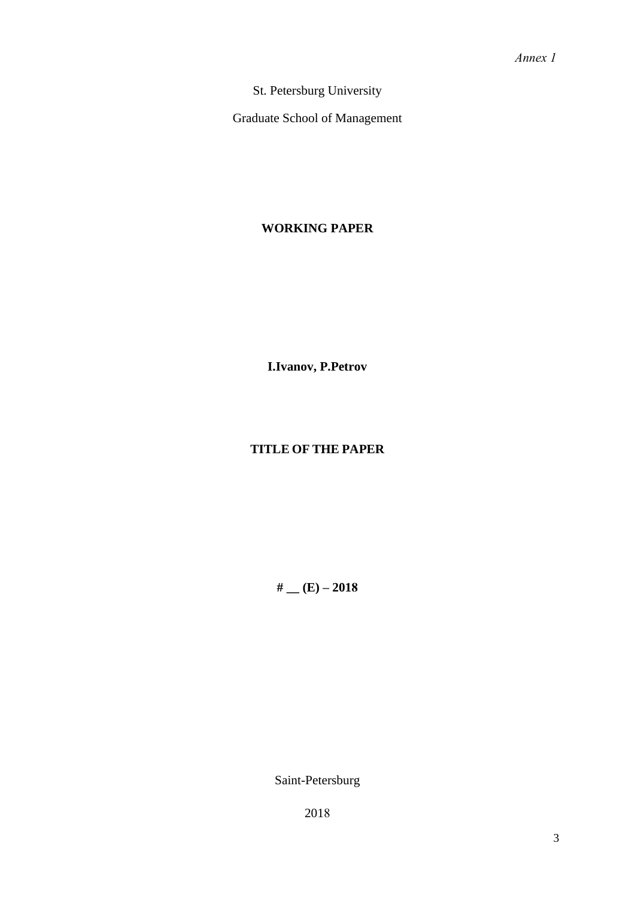*Annex 1*

St. Petersburg University

Graduate School of Management

**WORKING PAPER**

**I.Ivanov, P.Petrov**

**TITLE OF THE PAPER**

**# __ (E) – 2018**

Saint-Petersburg

2018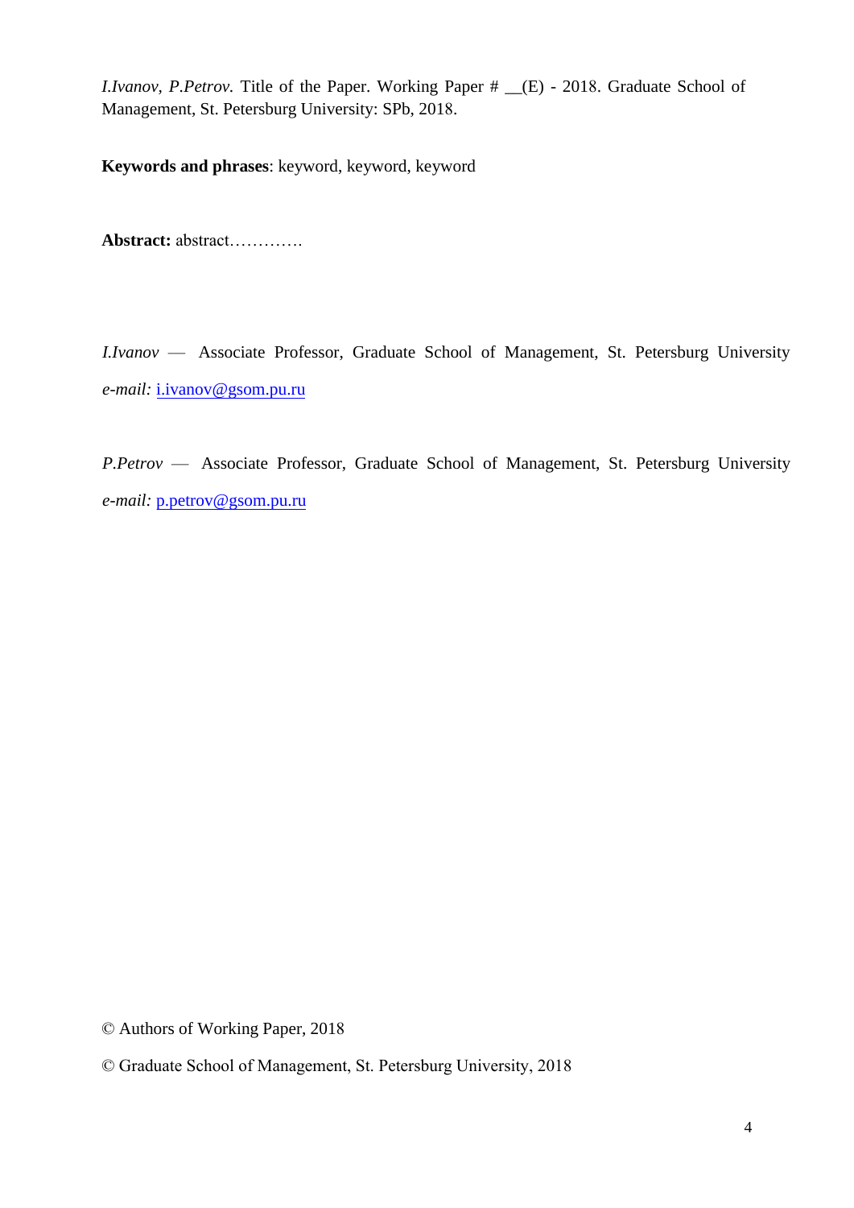*I.Ivanov, P.Petrov.* Title of the Paper. Working Paper # __(E) - 2018. Graduate School of Management, St. Petersburg University: SPb, 2018.

**Keywords and phrases**: keyword, keyword, keyword

**Abstract:** abstract………….

*I.Ivanov* — Associate Professor, Graduate School of Management, St. Petersburg University
*e-mail:* i.ivanov@gsom.pu.ru

*P.Petrov* — Associate Professor, Graduate School of Management, St. Petersburg University
*e-mail:* p.petrov@gsom.pu.ru

© Authors of Working Paper, 2018

© Graduate School of Management, St. Petersburg University, 2018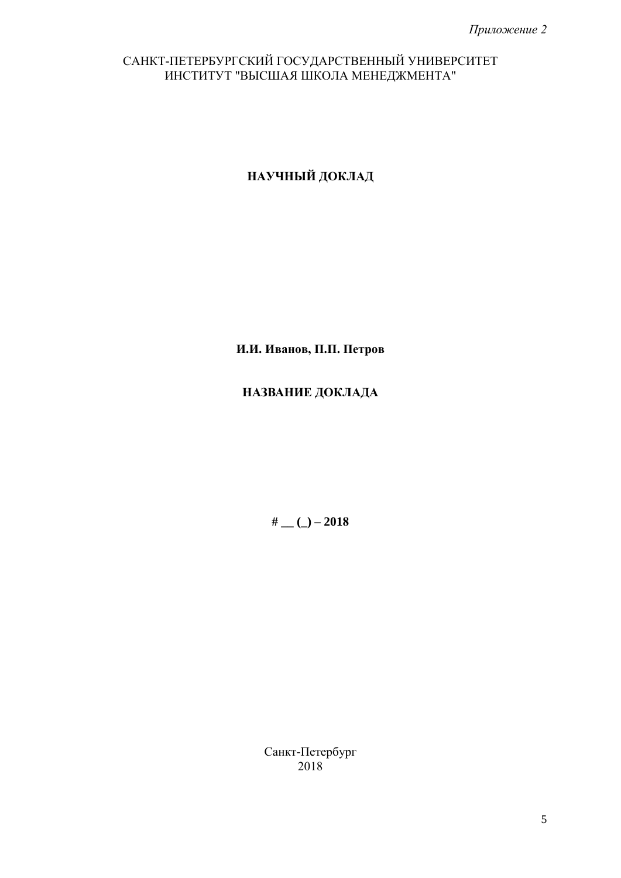*Приложение 2*

САНКТ-ПЕТЕРБУРГСКИЙ ГОСУДАРСТВЕННЫЙ УНИВЕРСИТЕТ
ИНСТИТУТ "ВЫСШАЯ ШКОЛА МЕНЕДЖМЕНТА"

**НАУЧНЫЙ ДОКЛАД**

**И.И. Иванов, П.П. Петров**

**НАЗВАНИЕ ДОКЛАДА**

**# __ (_) – 2018**

Санкт-Петербург
2018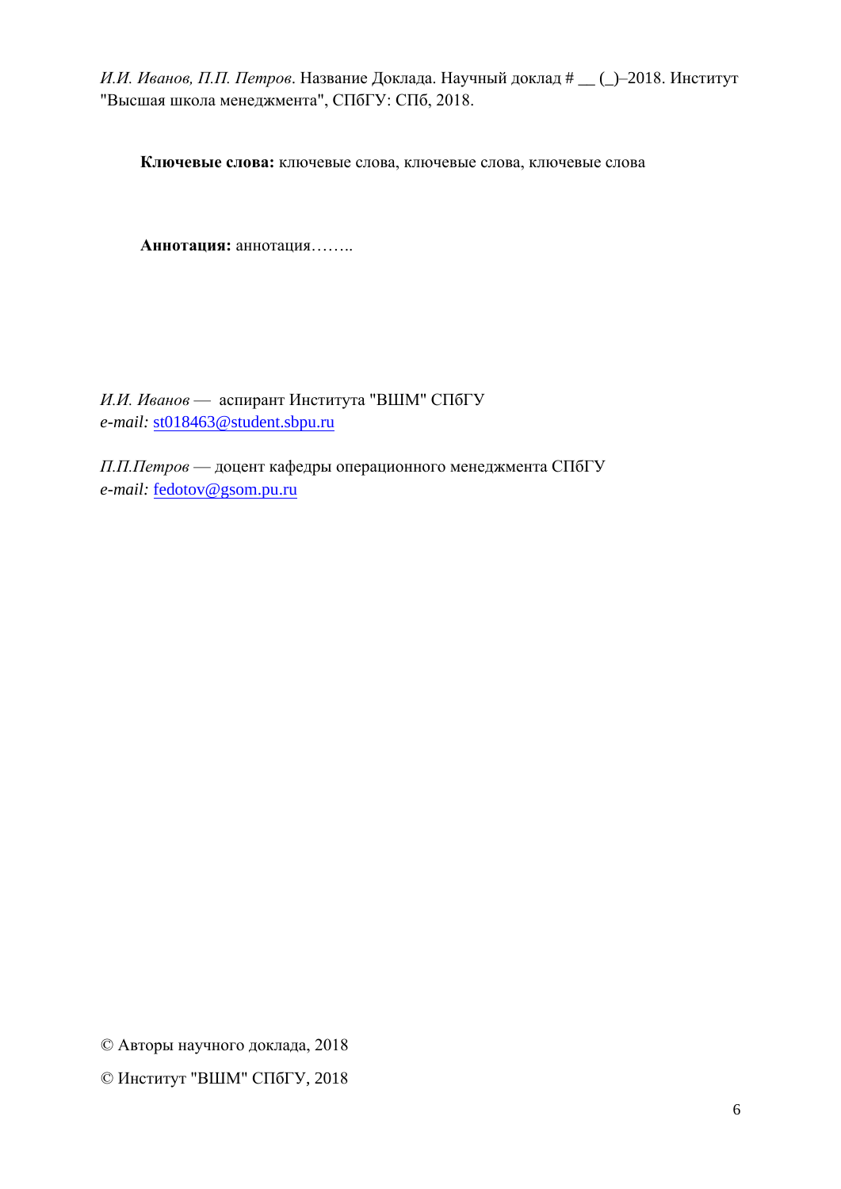*И.И. Иванов, П.П. Петров*. Название Доклада. Научный доклад # __ (_)–2018. Институт "Высшая школа менеджмента", СПбГУ: СПб, 2018.

**Ключевые слова:** ключевые слова, ключевые слова, ключевые слова

**Аннотация:** аннотация……..

*И.И. Иванов* — аспирант Института "ВШМ" СПбГУ
*e-mail:* st018463@student.sbpu.ru

*П.П.Петров* — доцент кафедры операционного менеджмента СПбГУ
*e-mail:* fedotov@gsom.pu.ru

© Авторы научного доклада, 2018

© Институт "ВШМ" СПбГУ, 2018